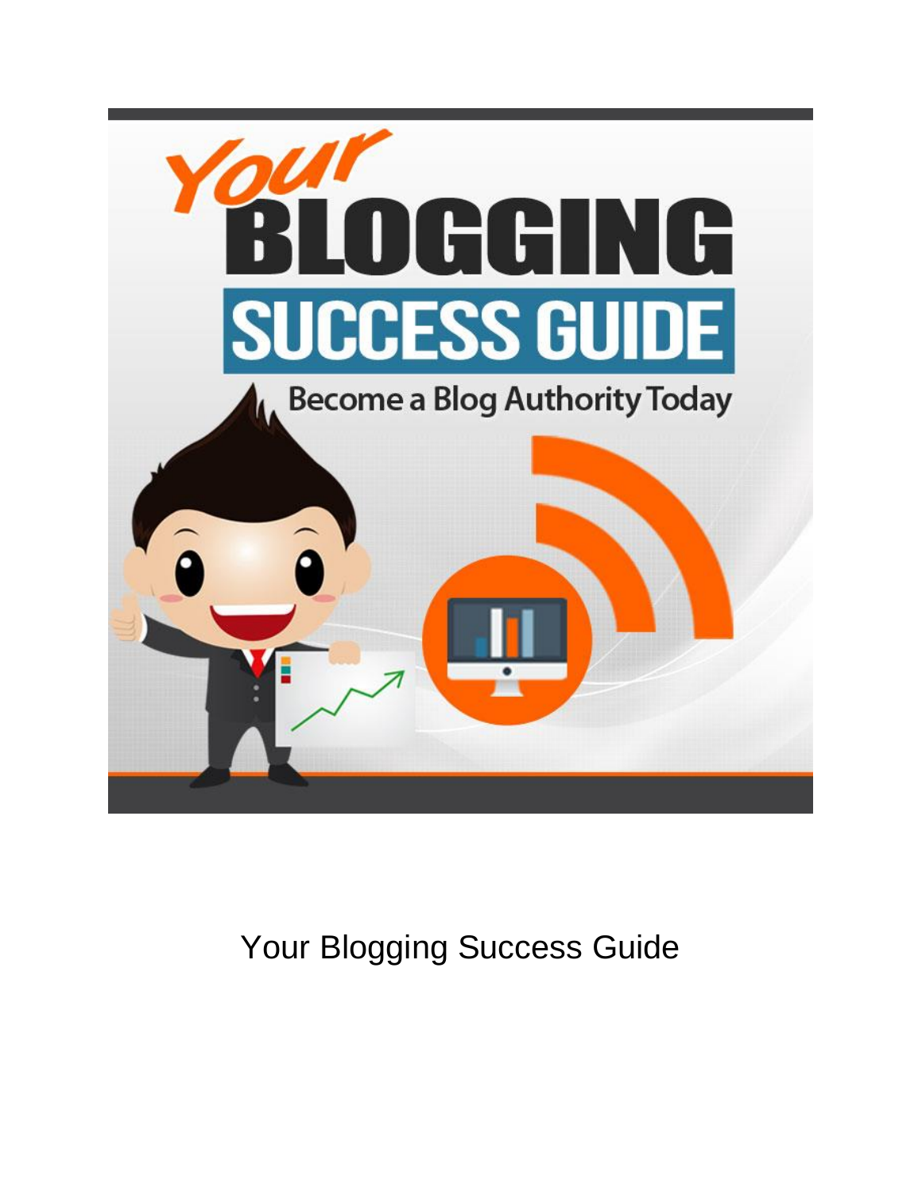# Your Blogging Success Guide

Become a Blog Authority Today

Your Blogging Success Guide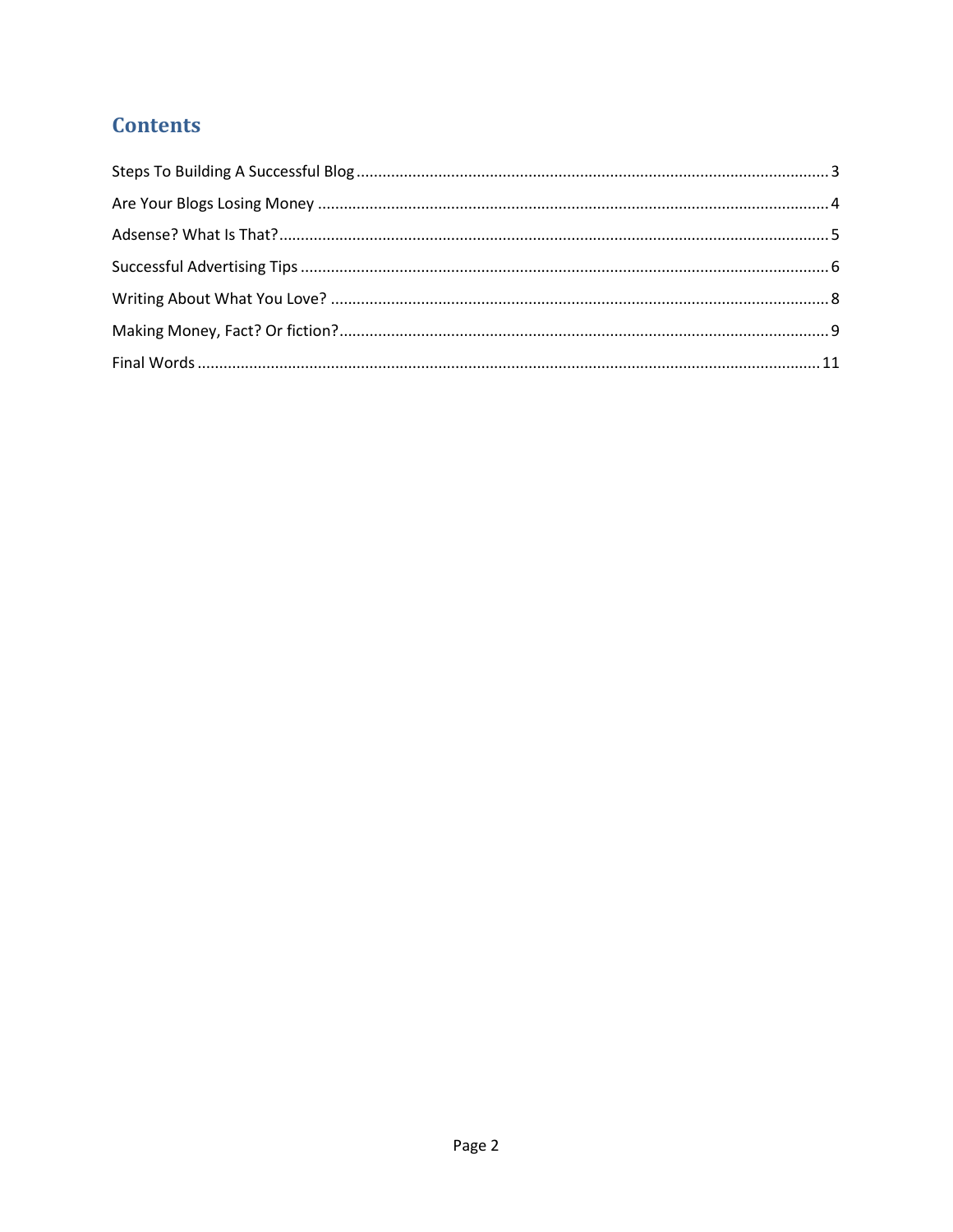## Contents

Steps To Building A Successful Blog ........................................................................................................ 3

Are Your Blogs Losing Money ................................................................................................................. 4

Adsense? What Is That?........................................................................................................................ 5

Successful Advertising Tips .................................................................................................................... 6

Writing About What You Love? ............................................................................................................. 8

Making Money, Fact? Or fiction?........................................................................................................... 9

Final Words ......................................................................................................................................... 11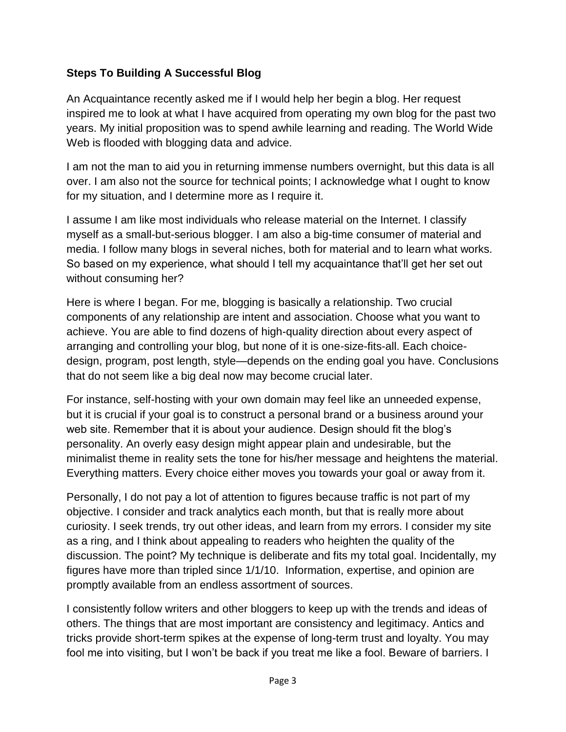**Steps To Building A Successful Blog**

An Acquaintance recently asked me if I would help her begin a blog. Her request inspired me to look at what I have acquired from operating my own blog for the past two years. My initial proposition was to spend awhile learning and reading. The World Wide Web is flooded with blogging data and advice.

I am not the man to aid you in returning immense numbers overnight, but this data is all over. I am also not the source for technical points; I acknowledge what I ought to know for my situation, and I determine more as I require it.

I assume I am like most individuals who release material on the Internet. I classify myself as a small-but-serious blogger. I am also a big-time consumer of material and media. I follow many blogs in several niches, both for material and to learn what works. So based on my experience, what should I tell my acquaintance that'll get her set out without consuming her?

Here is where I began. For me, blogging is basically a relationship. Two crucial components of any relationship are intent and association. Choose what you want to achieve. You are able to find dozens of high-quality direction about every aspect of arranging and controlling your blog, but none of it is one-size-fits-all. Each choice-design, program, post length, style—depends on the ending goal you have. Conclusions that do not seem like a big deal now may become crucial later.

For instance, self-hosting with your own domain may feel like an unneeded expense, but it is crucial if your goal is to construct a personal brand or a business around your web site. Remember that it is about your audience. Design should fit the blog's personality. An overly easy design might appear plain and undesirable, but the minimalist theme in reality sets the tone for his/her message and heightens the material. Everything matters. Every choice either moves you towards your goal or away from it.

Personally, I do not pay a lot of attention to figures because traffic is not part of my objective. I consider and track analytics each month, but that is really more about curiosity. I seek trends, try out other ideas, and learn from my errors. I consider my site as a ring, and I think about appealing to readers who heighten the quality of the discussion. The point? My technique is deliberate and fits my total goal. Incidentally, my figures have more than tripled since 1/1/10. Information, expertise, and opinion are promptly available from an endless assortment of sources.

I consistently follow writers and other bloggers to keep up with the trends and ideas of others. The things that are most important are consistency and legitimacy. Antics and tricks provide short-term spikes at the expense of long-term trust and loyalty. You may fool me into visiting, but I won't be back if you treat me like a fool. Beware of barriers. I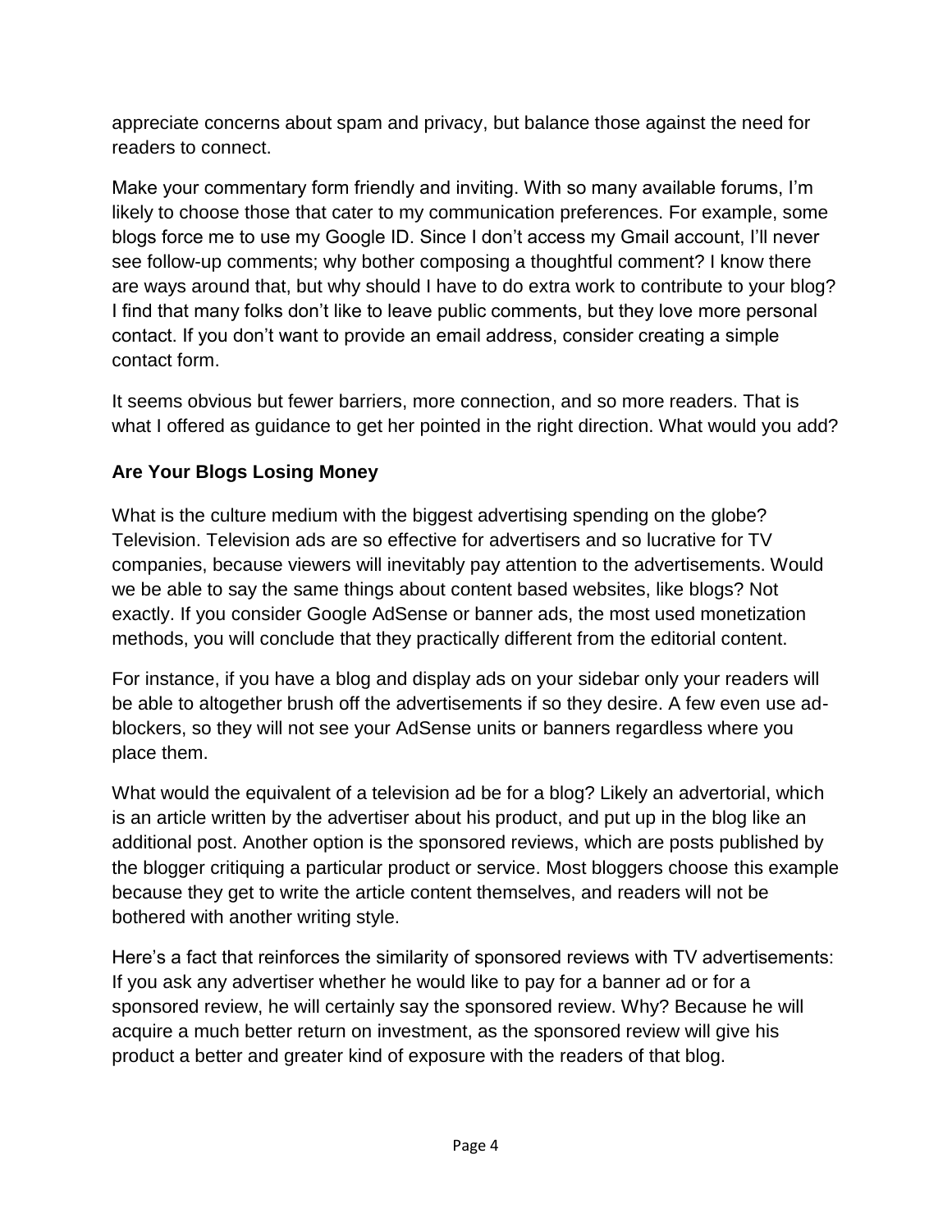appreciate concerns about spam and privacy, but balance those against the need for readers to connect.

Make your commentary form friendly and inviting. With so many available forums, I'm likely to choose those that cater to my communication preferences. For example, some blogs force me to use my Google ID. Since I don't access my Gmail account, I'll never see follow-up comments; why bother composing a thoughtful comment? I know there are ways around that, but why should I have to do extra work to contribute to your blog? I find that many folks don't like to leave public comments, but they love more personal contact. If you don't want to provide an email address, consider creating a simple contact form.

It seems obvious but fewer barriers, more connection, and so more readers. That is what I offered as guidance to get her pointed in the right direction. What would you add?

**Are Your Blogs Losing Money**

What is the culture medium with the biggest advertising spending on the globe? Television. Television ads are so effective for advertisers and so lucrative for TV companies, because viewers will inevitably pay attention to the advertisements. Would we be able to say the same things about content based websites, like blogs? Not exactly. If you consider Google AdSense or banner ads, the most used monetization methods, you will conclude that they practically different from the editorial content.

For instance, if you have a blog and display ads on your sidebar only your readers will be able to altogether brush off the advertisements if so they desire. A few even use ad-blockers, so they will not see your AdSense units or banners regardless where you place them.

What would the equivalent of a television ad be for a blog? Likely an advertorial, which is an article written by the advertiser about his product, and put up in the blog like an additional post. Another option is the sponsored reviews, which are posts published by the blogger critiquing a particular product or service. Most bloggers choose this example because they get to write the article content themselves, and readers will not be bothered with another writing style.

Here's a fact that reinforces the similarity of sponsored reviews with TV advertisements: If you ask any advertiser whether he would like to pay for a banner ad or for a sponsored review, he will certainly say the sponsored review. Why? Because he will acquire a much better return on investment, as the sponsored review will give his product a better and greater kind of exposure with the readers of that blog.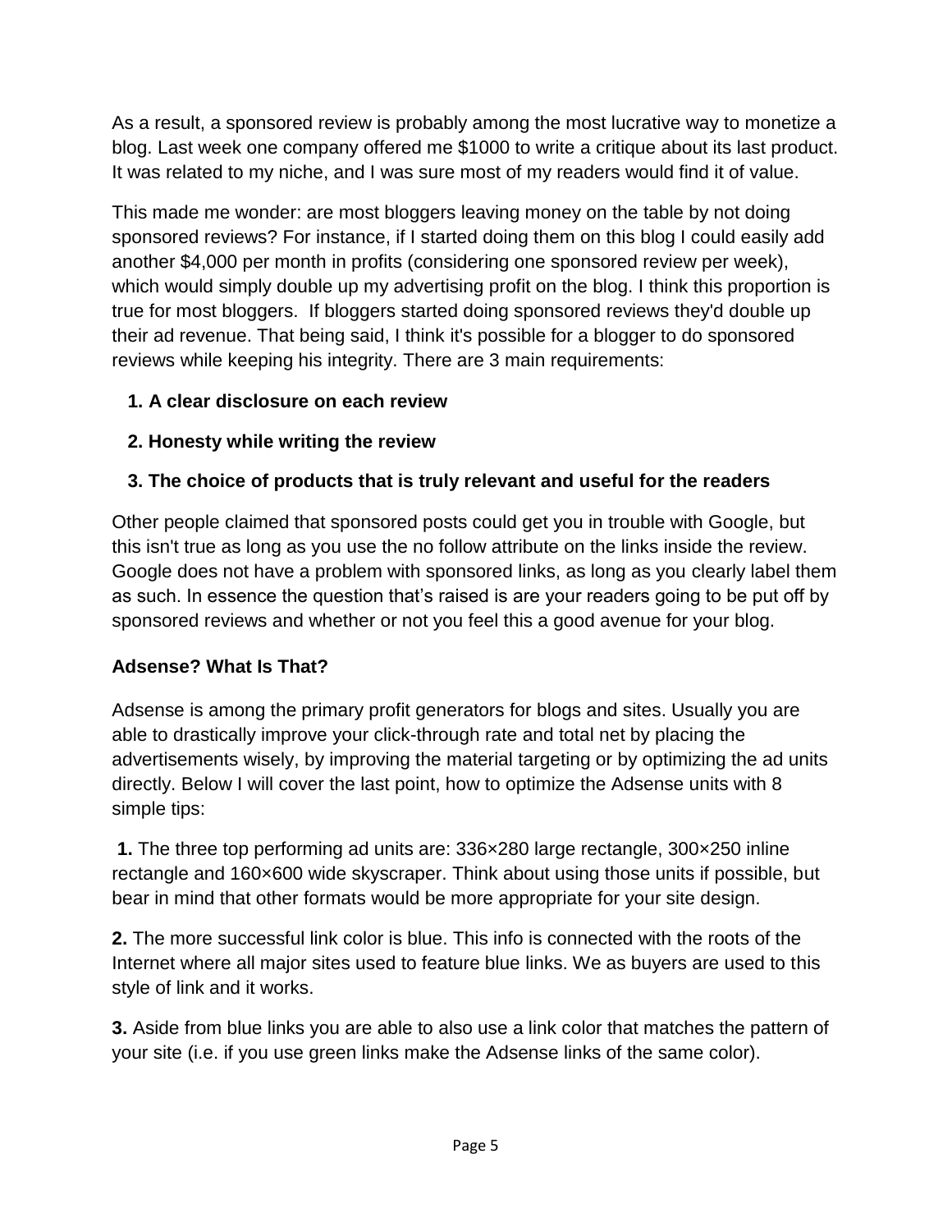As a result, a sponsored review is probably among the most lucrative way to monetize a blog. Last week one company offered me $1000 to write a critique about its last product. It was related to my niche, and I was sure most of my readers would find it of value.

This made me wonder: are most bloggers leaving money on the table by not doing sponsored reviews? For instance, if I started doing them on this blog I could easily add another $4,000 per month in profits (considering one sponsored review per week), which would simply double up my advertising profit on the blog. I think this proportion is true for most bloggers. If bloggers started doing sponsored reviews they'd double up their ad revenue. That being said, I think it's possible for a blogger to do sponsored reviews while keeping his integrity. There are 3 main requirements:

1. **A clear disclosure on each review**
2. **Honesty while writing the review**
3. **The choice of products that is truly relevant and useful for the readers**

Other people claimed that sponsored posts could get you in trouble with Google, but this isn't true as long as you use the no follow attribute on the links inside the review. Google does not have a problem with sponsored links, as long as you clearly label them as such. In essence the question that's raised is are your readers going to be put off by sponsored reviews and whether or not you feel this a good avenue for your blog.

**Adsense? What Is That?**

Adsense is among the primary profit generators for blogs and sites. Usually you are able to drastically improve your click-through rate and total net by placing the advertisements wisely, by improving the material targeting or by optimizing the ad units directly. Below I will cover the last point, how to optimize the Adsense units with 8 simple tips:

**1.** The three top performing ad units are: 336×280 large rectangle, 300×250 inline rectangle and 160×600 wide skyscraper. Think about using those units if possible, but bear in mind that other formats would be more appropriate for your site design.

**2.** The more successful link color is blue. This info is connected with the roots of the Internet where all major sites used to feature blue links. We as buyers are used to this style of link and it works.

**3.** Aside from blue links you are able to also use a link color that matches the pattern of your site (i.e. if you use green links make the Adsense links of the same color).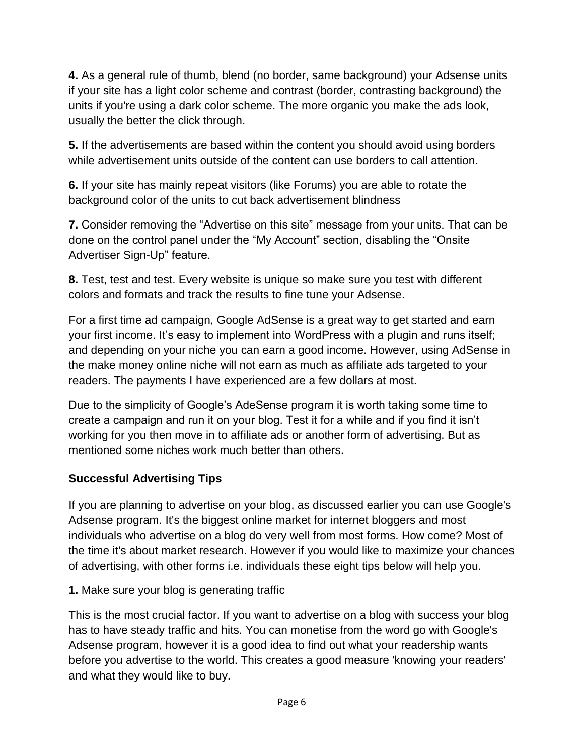**4.** As a general rule of thumb, blend (no border, same background) your Adsense units if your site has a light color scheme and contrast (border, contrasting background) the units if you're using a dark color scheme. The more organic you make the ads look, usually the better the click through.

**5.** If the advertisements are based within the content you should avoid using borders while advertisement units outside of the content can use borders to call attention.

**6.** If your site has mainly repeat visitors (like Forums) you are able to rotate the background color of the units to cut back advertisement blindness

**7.** Consider removing the “Advertise on this site” message from your units. That can be done on the control panel under the “My Account” section, disabling the “Onsite Advertiser Sign-Up” feature.

**8.** Test, test and test. Every website is unique so make sure you test with different colors and formats and track the results to fine tune your Adsense.

For a first time ad campaign, Google AdSense is a great way to get started and earn your first income. It’s easy to implement into WordPress with a plugin and runs itself; and depending on your niche you can earn a good income. However, using AdSense in the make money online niche will not earn as much as affiliate ads targeted to your readers. The payments I have experienced are a few dollars at most.

Due to the simplicity of Google’s AdeSense program it is worth taking some time to create a campaign and run it on your blog. Test it for a while and if you find it isn’t working for you then move in to affiliate ads or another form of advertising. But as mentioned some niches work much better than others.

### Successful Advertising Tips

If you are planning to advertise on your blog, as discussed earlier you can use Google's Adsense program. It's the biggest online market for internet bloggers and most individuals who advertise on a blog do very well from most forms. How come? Most of the time it's about market research. However if you would like to maximize your chances of advertising, with other forms i.e. individuals these eight tips below will help you.

**1.** Make sure your blog is generating traffic

This is the most crucial factor. If you want to advertise on a blog with success your blog has to have steady traffic and hits. You can monetise from the word go with Google's Adsense program, however it is a good idea to find out what your readership wants before you advertise to the world. This creates a good measure 'knowing your readers' and what they would like to buy.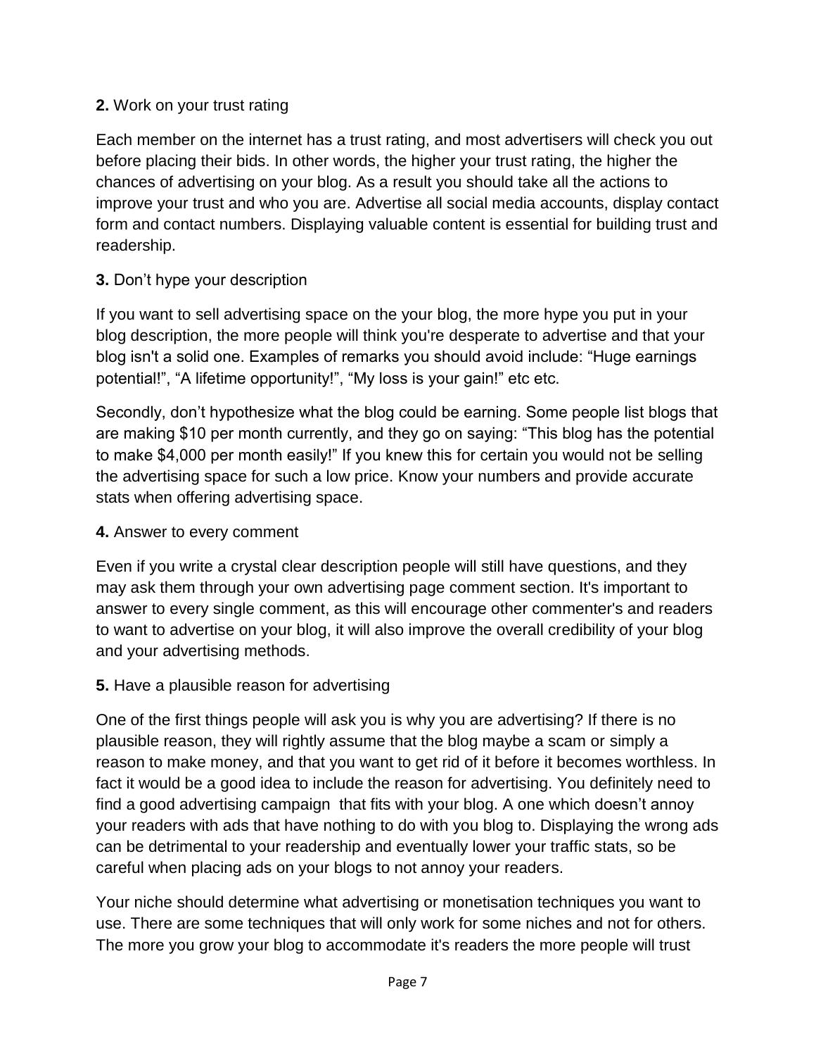**2.** Work on your trust rating

Each member on the internet has a trust rating, and most advertisers will check you out before placing their bids. In other words, the higher your trust rating, the higher the chances of advertising on your blog. As a result you should take all the actions to improve your trust and who you are. Advertise all social media accounts, display contact form and contact numbers. Displaying valuable content is essential for building trust and readership.

**3.** Don't hype your description

If you want to sell advertising space on the your blog, the more hype you put in your blog description, the more people will think you're desperate to advertise and that your blog isn't a solid one. Examples of remarks you should avoid include: "Huge earnings potential!", "A lifetime opportunity!", "My loss is your gain!" etc etc.

Secondly, don't hypothesize what the blog could be earning. Some people list blogs that are making $10 per month currently, and they go on saying: "This blog has the potential to make $4,000 per month easily!" If you knew this for certain you would not be selling the advertising space for such a low price. Know your numbers and provide accurate stats when offering advertising space.

**4.** Answer to every comment

Even if you write a crystal clear description people will still have questions, and they may ask them through your own advertising page comment section. It's important to answer to every single comment, as this will encourage other commenter's and readers to want to advertise on your blog, it will also improve the overall credibility of your blog and your advertising methods.

**5.** Have a plausible reason for advertising

One of the first things people will ask you is why you are advertising? If there is no plausible reason, they will rightly assume that the blog maybe a scam or simply a reason to make money, and that you want to get rid of it before it becomes worthless. In fact it would be a good idea to include the reason for advertising. You definitely need to find a good advertising campaign that fits with your blog. A one which doesn't annoy your readers with ads that have nothing to do with you blog to. Displaying the wrong ads can be detrimental to your readership and eventually lower your traffic stats, so be careful when placing ads on your blogs to not annoy your readers.

Your niche should determine what advertising or monetisation techniques you want to use. There are some techniques that will only work for some niches and not for others. The more you grow your blog to accommodate it's readers the more people will trust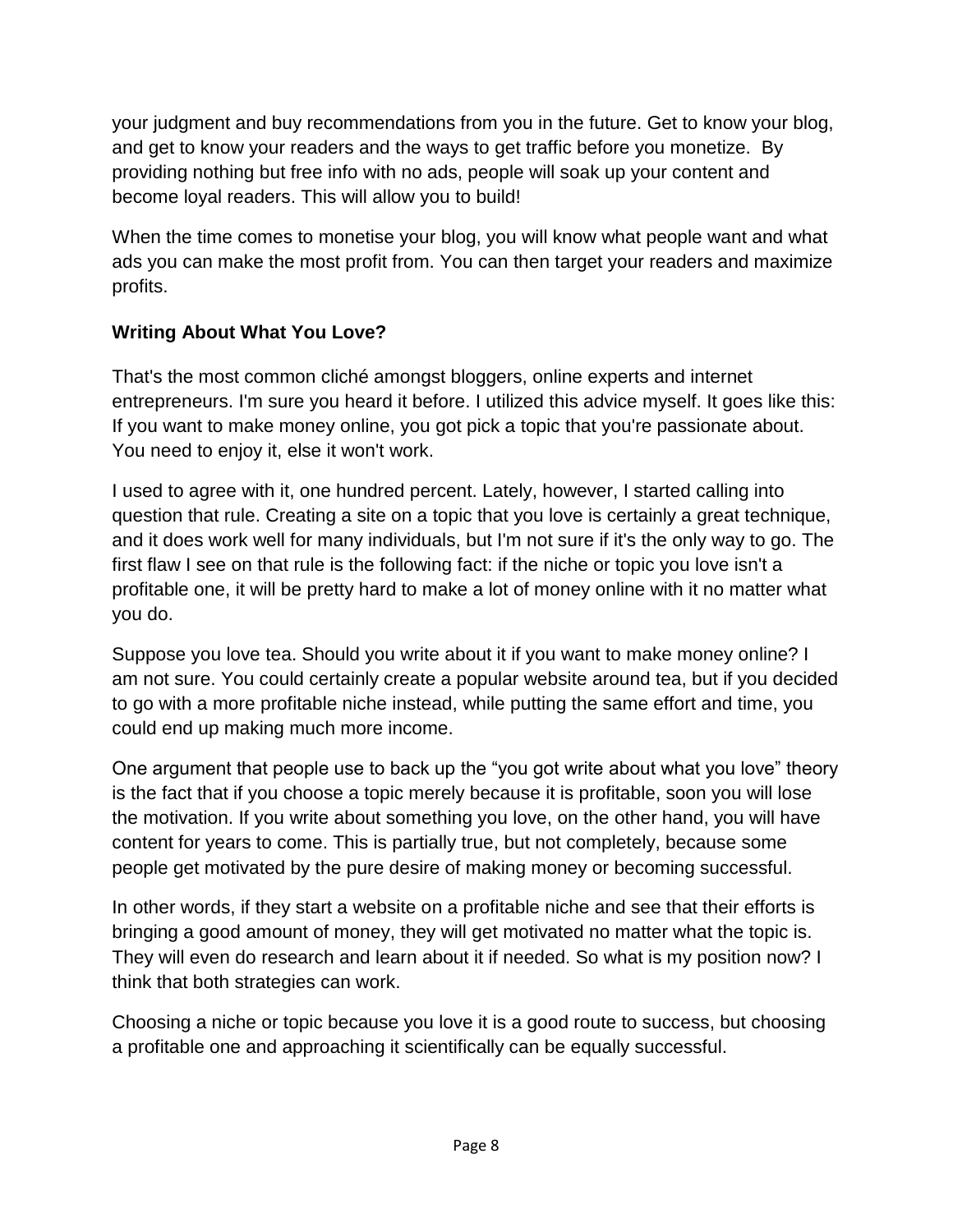your judgment and buy recommendations from you in the future. Get to know your blog, and get to know your readers and the ways to get traffic before you monetize. By providing nothing but free info with no ads, people will soak up your content and become loyal readers. This will allow you to build!

When the time comes to monetise your blog, you will know what people want and what ads you can make the most profit from. You can then target your readers and maximize profits.

**Writing About What You Love?**

That's the most common cliché amongst bloggers, online experts and internet entrepreneurs. I'm sure you heard it before. I utilized this advice myself. It goes like this: If you want to make money online, you got pick a topic that you're passionate about. You need to enjoy it, else it won't work.

I used to agree with it, one hundred percent. Lately, however, I started calling into question that rule. Creating a site on a topic that you love is certainly a great technique, and it does work well for many individuals, but I'm not sure if it's the only way to go. The first flaw I see on that rule is the following fact: if the niche or topic you love isn't a profitable one, it will be pretty hard to make a lot of money online with it no matter what you do.

Suppose you love tea. Should you write about it if you want to make money online? I am not sure. You could certainly create a popular website around tea, but if you decided to go with a more profitable niche instead, while putting the same effort and time, you could end up making much more income.

One argument that people use to back up the "you got write about what you love" theory is the fact that if you choose a topic merely because it is profitable, soon you will lose the motivation. If you write about something you love, on the other hand, you will have content for years to come. This is partially true, but not completely, because some people get motivated by the pure desire of making money or becoming successful.

In other words, if they start a website on a profitable niche and see that their efforts is bringing a good amount of money, they will get motivated no matter what the topic is. They will even do research and learn about it if needed. So what is my position now? I think that both strategies can work.

Choosing a niche or topic because you love it is a good route to success, but choosing a profitable one and approaching it scientifically can be equally successful.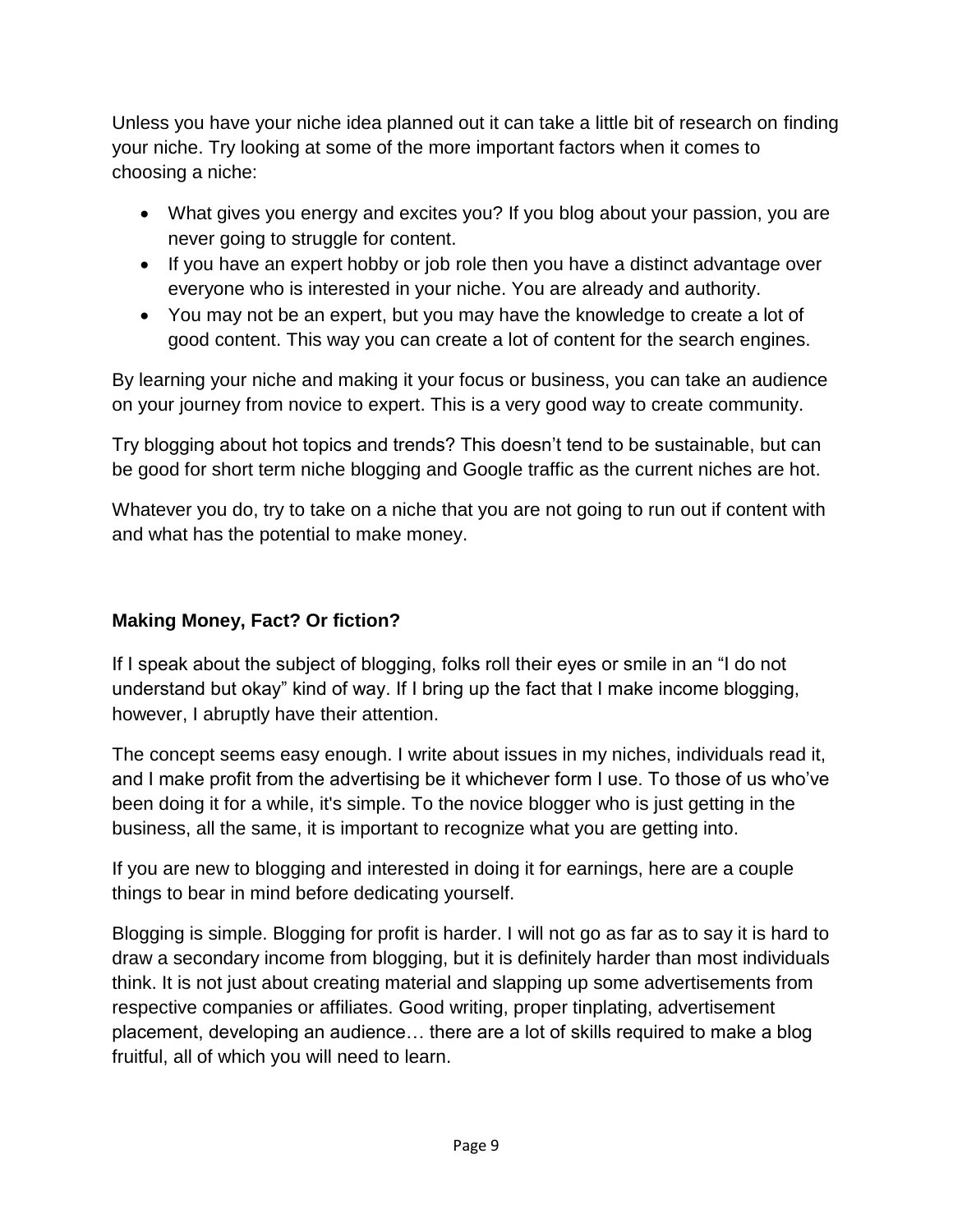Unless you have your niche idea planned out it can take a little bit of research on finding your niche. Try looking at some of the more important factors when it comes to choosing a niche:

- What gives you energy and excites you? If you blog about your passion, you are never going to struggle for content.
- If you have an expert hobby or job role then you have a distinct advantage over everyone who is interested in your niche. You are already and authority.
- You may not be an expert, but you may have the knowledge to create a lot of good content. This way you can create a lot of content for the search engines.

By learning your niche and making it your focus or business, you can take an audience on your journey from novice to expert. This is a very good way to create community.

Try blogging about hot topics and trends? This doesn't tend to be sustainable, but can be good for short term niche blogging and Google traffic as the current niches are hot.

Whatever you do, try to take on a niche that you are not going to run out if content with and what has the potential to make money.

**Making Money, Fact? Or fiction?**

If I speak about the subject of blogging, folks roll their eyes or smile in an "I do not understand but okay" kind of way. If I bring up the fact that I make income blogging, however, I abruptly have their attention.

The concept seems easy enough. I write about issues in my niches, individuals read it, and I make profit from the advertising be it whichever form I use. To those of us who've been doing it for a while, it's simple. To the novice blogger who is just getting in the business, all the same, it is important to recognize what you are getting into.

If you are new to blogging and interested in doing it for earnings, here are a couple things to bear in mind before dedicating yourself.

Blogging is simple. Blogging for profit is harder. I will not go as far as to say it is hard to draw a secondary income from blogging, but it is definitely harder than most individuals think. It is not just about creating material and slapping up some advertisements from respective companies or affiliates. Good writing, proper tinplating, advertisement placement, developing an audience… there are a lot of skills required to make a blog fruitful, all of which you will need to learn.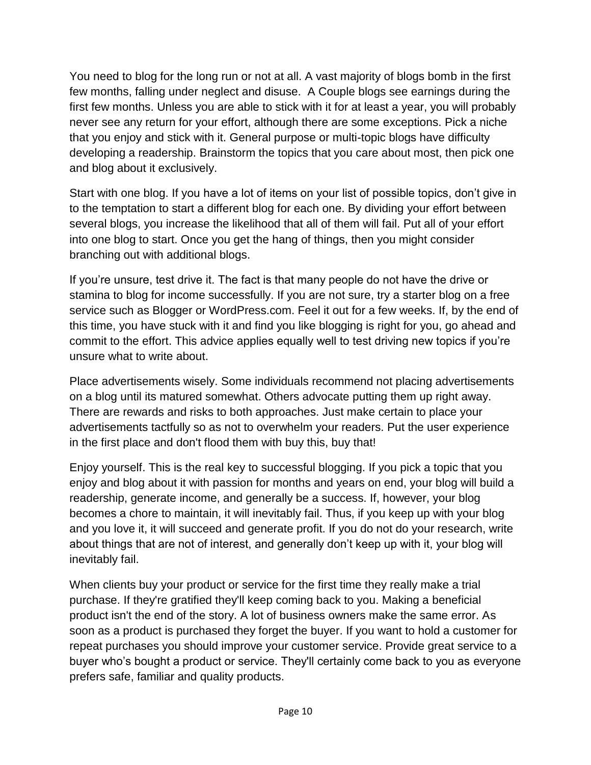You need to blog for the long run or not at all. A vast majority of blogs bomb in the first few months, falling under neglect and disuse.  A Couple blogs see earnings during the first few months. Unless you are able to stick with it for at least a year, you will probably never see any return for your effort, although there are some exceptions. Pick a niche that you enjoy and stick with it. General purpose or multi-topic blogs have difficulty developing a readership. Brainstorm the topics that you care about most, then pick one and blog about it exclusively.

Start with one blog. If you have a lot of items on your list of possible topics, don't give in to the temptation to start a different blog for each one. By dividing your effort between several blogs, you increase the likelihood that all of them will fail. Put all of your effort into one blog to start. Once you get the hang of things, then you might consider branching out with additional blogs.

If you're unsure, test drive it. The fact is that many people do not have the drive or stamina to blog for income successfully. If you are not sure, try a starter blog on a free service such as Blogger or WordPress.com. Feel it out for a few weeks. If, by the end of this time, you have stuck with it and find you like blogging is right for you, go ahead and commit to the effort. This advice applies equally well to test driving new topics if you're unsure what to write about.

Place advertisements wisely. Some individuals recommend not placing advertisements on a blog until its matured somewhat. Others advocate putting them up right away. There are rewards and risks to both approaches. Just make certain to place your advertisements tactfully so as not to overwhelm your readers. Put the user experience in the first place and don't flood them with buy this, buy that!

Enjoy yourself. This is the real key to successful blogging. If you pick a topic that you enjoy and blog about it with passion for months and years on end, your blog will build a readership, generate income, and generally be a success. If, however, your blog becomes a chore to maintain, it will inevitably fail. Thus, if you keep up with your blog and you love it, it will succeed and generate profit. If you do not do your research, write about things that are not of interest, and generally don't keep up with it, your blog will inevitably fail.

When clients buy your product or service for the first time they really make a trial purchase. If they're gratified they'll keep coming back to you. Making a beneficial product isn't the end of the story. A lot of business owners make the same error. As soon as a product is purchased they forget the buyer. If you want to hold a customer for repeat purchases you should improve your customer service. Provide great service to a buyer who's bought a product or service. They'll certainly come back to you as everyone prefers safe, familiar and quality products.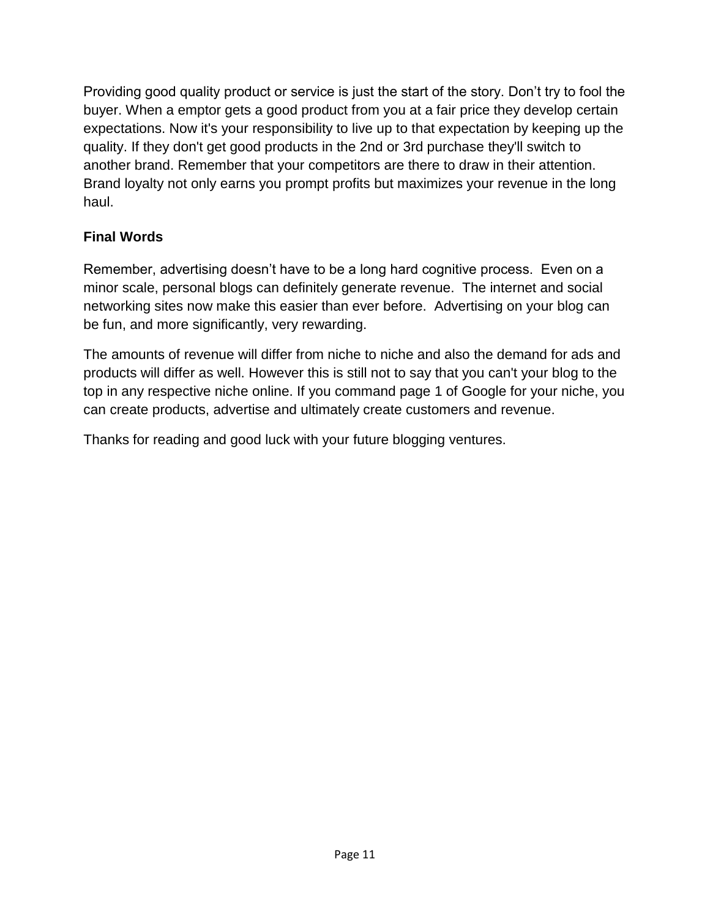Providing good quality product or service is just the start of the story. Don't try to fool the buyer. When a emptor gets a good product from you at a fair price they develop certain expectations. Now it's your responsibility to live up to that expectation by keeping up the quality. If they don't get good products in the 2nd or 3rd purchase they'll switch to another brand. Remember that your competitors are there to draw in their attention. Brand loyalty not only earns you prompt profits but maximizes your revenue in the long haul.

**Final Words**

Remember, advertising doesn't have to be a long hard cognitive process. Even on a minor scale, personal blogs can definitely generate revenue. The internet and social networking sites now make this easier than ever before. Advertising on your blog can be fun, and more significantly, very rewarding.

The amounts of revenue will differ from niche to niche and also the demand for ads and products will differ as well. However this is still not to say that you can't your blog to the top in any respective niche online. If you command page 1 of Google for your niche, you can create products, advertise and ultimately create customers and revenue.

Thanks for reading and good luck with your future blogging ventures.